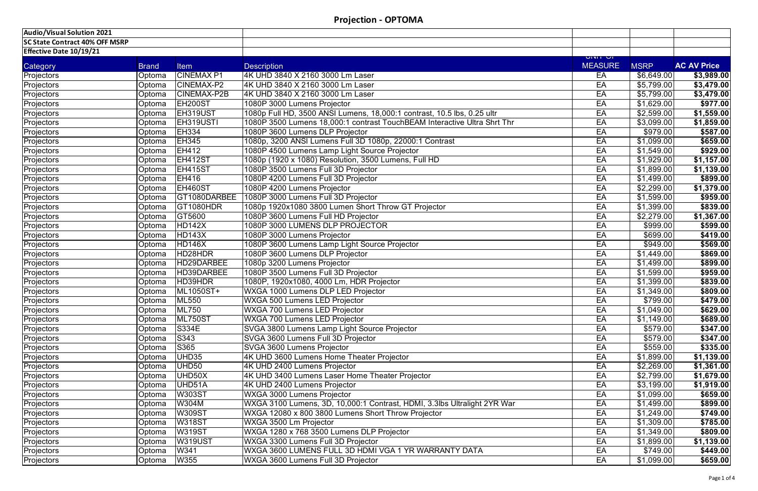# Projection - OPTOMA

| Audio/Visual Solution 2021 | | | | | | |
|---|---|---|---|---|---|---|
| SC State Contract 40% OFF MSRP | | | | | | |
| Effective Date 10/19/21 | | | | | | |
| Category | Brand | Item | Description | UNIT OF MEASURE | MSRP | AC AV Price |
| Projectors | Optoma | CINEMAX P1 | 4K UHD 3840 X 2160 3000 Lm Laser | EA | $6,649.00 | $3,989.00 |
| Projectors | Optoma | CINEMAX-P2 | 4K UHD 3840 X 2160 3000 Lm Laser | EA | $5,799.00 | $3,479.00 |
| Projectors | Optoma | CINEMAX-P2B | 4K UHD 3840 X 2160 3000 Lm Laser | EA | $5,799.00 | $3,479.00 |
| Projectors | Optoma | EH200ST | 1080P 3000 Lumens Projector | EA | $1,629.00 | $977.00 |
| Projectors | Optoma | EH319UST | 1080p Full HD, 3500 ANSI Lumens, 18,000:1 contrast, 10.5 lbs, 0.25 ultr | EA | $2,599.00 | $1,559.00 |
| Projectors | Optoma | EH319USTI | 1080P 3500 Lumens 18,000:1 contrast TouchBEAM Interactive Ultra Shrt Thr | EA | $3,099.00 | $1,859.00 |
| Projectors | Optoma | EH334 | 1080P 3600 Lumens DLP Projector | EA | $979.00 | $587.00 |
| Projectors | Optoma | EH345 | 1080p, 3200 ANSI Lumens Full 3D 1080p, 22000:1 Contrast | EA | $1,099.00 | $659.00 |
| Projectors | Optoma | EH412 | 1080P 4500 Lumens Lamp Light Source Projector | EA | $1,549.00 | $929.00 |
| Projectors | Optoma | EH412ST | 1080p (1920 x 1080) Resolution, 3500 Lumens, Full HD | EA | $1,929.00 | $1,157.00 |
| Projectors | Optoma | EH415ST | 1080P 3500 Lumens Full 3D Projector | EA | $1,899.00 | $1,139.00 |
| Projectors | Optoma | EH416 | 1080P 4200 Lumens Full 3D Projector | EA | $1,499.00 | $899.00 |
| Projectors | Optoma | EH460ST | 1080P 4200 Lumens Projector | EA | $2,299.00 | $1,379.00 |
| Projectors | Optoma | GT1080DARBEE | 1080P 3000 Lumens Full 3D Projector | EA | $1,599.00 | $959.00 |
| Projectors | Optoma | GT1080HDR | 1080p 1920x1080 3800 Lumen Short Throw GT Projector | EA | $1,399.00 | $839.00 |
| Projectors | Optoma | GT5600 | 1080P 3600 Lumens Full HD Projector | EA | $2,279.00 | $1,367.00 |
| Projectors | Optoma | HD142X | 1080P 3000 LUMENS DLP PROJECTOR | EA | $999.00 | $599.00 |
| Projectors | Optoma | HD143X | 1080P 3000 Lumens Projector | EA | $699.00 | $419.00 |
| Projectors | Optoma | HD146X | 1080P 3600 Lumens Lamp Light Source Projector | EA | $949.00 | $569.00 |
| Projectors | Optoma | HD28HDR | 1080P 3600 Lumens DLP Projector | EA | $1,449.00 | $869.00 |
| Projectors | Optoma | HD29DARBEE | 1080p 3200 Lumens Projector | EA | $1,499.00 | $899.00 |
| Projectors | Optoma | HD39DARBEE | 1080P 3500 Lumens Full 3D Projector | EA | $1,599.00 | $959.00 |
| Projectors | Optoma | HD39HDR | 1080P, 1920x1080, 4000 Lm, HDR Projector | EA | $1,399.00 | $839.00 |
| Projectors | Optoma | ML1050ST+ | WXGA 1000 Lumens DLP LED Projector | EA | $1,349.00 | $809.00 |
| Projectors | Optoma | ML550 | WXGA 500 Lumens LED Projector | EA | $799.00 | $479.00 |
| Projectors | Optoma | ML750 | WXGA 700 Lumens LED Projector | EA | $1,049.00 | $629.00 |
| Projectors | Optoma | ML750ST | WXGA 700 Lumens LED Projector | EA | $1,149.00 | $689.00 |
| Projectors | Optoma | S334E | SVGA 3800 Lumens Lamp Light Source Projector | EA | $579.00 | $347.00 |
| Projectors | Optoma | S343 | SVGA 3600 Lumens Full 3D Projector | EA | $579.00 | $347.00 |
| Projectors | Optoma | S365 | SVGA 3600 Lumens Projector | EA | $559.00 | $335.00 |
| Projectors | Optoma | UHD35 | 4K UHD 3600 Lumens Home Theater Projector | EA | $1,899.00 | $1,139.00 |
| Projectors | Optoma | UHD50 | 4K UHD 2400 Lumens Projector | EA | $2,269.00 | $1,361.00 |
| Projectors | Optoma | UHD50X | 4K UHD 3400 Lumens Laser Home Theater Projector | EA | $2,799.00 | $1,679.00 |
| Projectors | Optoma | UHD51A | 4K UHD 2400 Lumens Projector | EA | $3,199.00 | $1,919.00 |
| Projectors | Optoma | W303ST | WXGA 3000 Lumens Projector | EA | $1,099.00 | $659.00 |
| Projectors | Optoma | W304M | WXGA 3100 Lumens, 3D, 10,000:1 Contrast, HDMI, 3.3lbs Ultralight 2YR War | EA | $1,499.00 | $899.00 |
| Projectors | Optoma | W309ST | WXGA 12080 x 800 3800 Lumens Short Throw Projector | EA | $1,249.00 | $749.00 |
| Projectors | Optoma | W318ST | WXGA 3500 Lm Projector | EA | $1,309.00 | $785.00 |
| Projectors | Optoma | W319ST | WXGA 1280 x 768 3500 Lumens DLP Projector | EA | $1,349.00 | $809.00 |
| Projectors | Optoma | W319UST | WXGA 3300 Lumens Full 3D Projector | EA | $1,899.00 | $1,139.00 |
| Projectors | Optoma | W341 | WXGA 3600 LUMENS FULL 3D HDMI VGA 1 YR WARRANTY DATA | EA | $749.00 | $449.00 |
| Projectors | Optoma | W355 | WXGA 3600 Lumens Full 3D Projector | EA | $1,099.00 | $659.00 |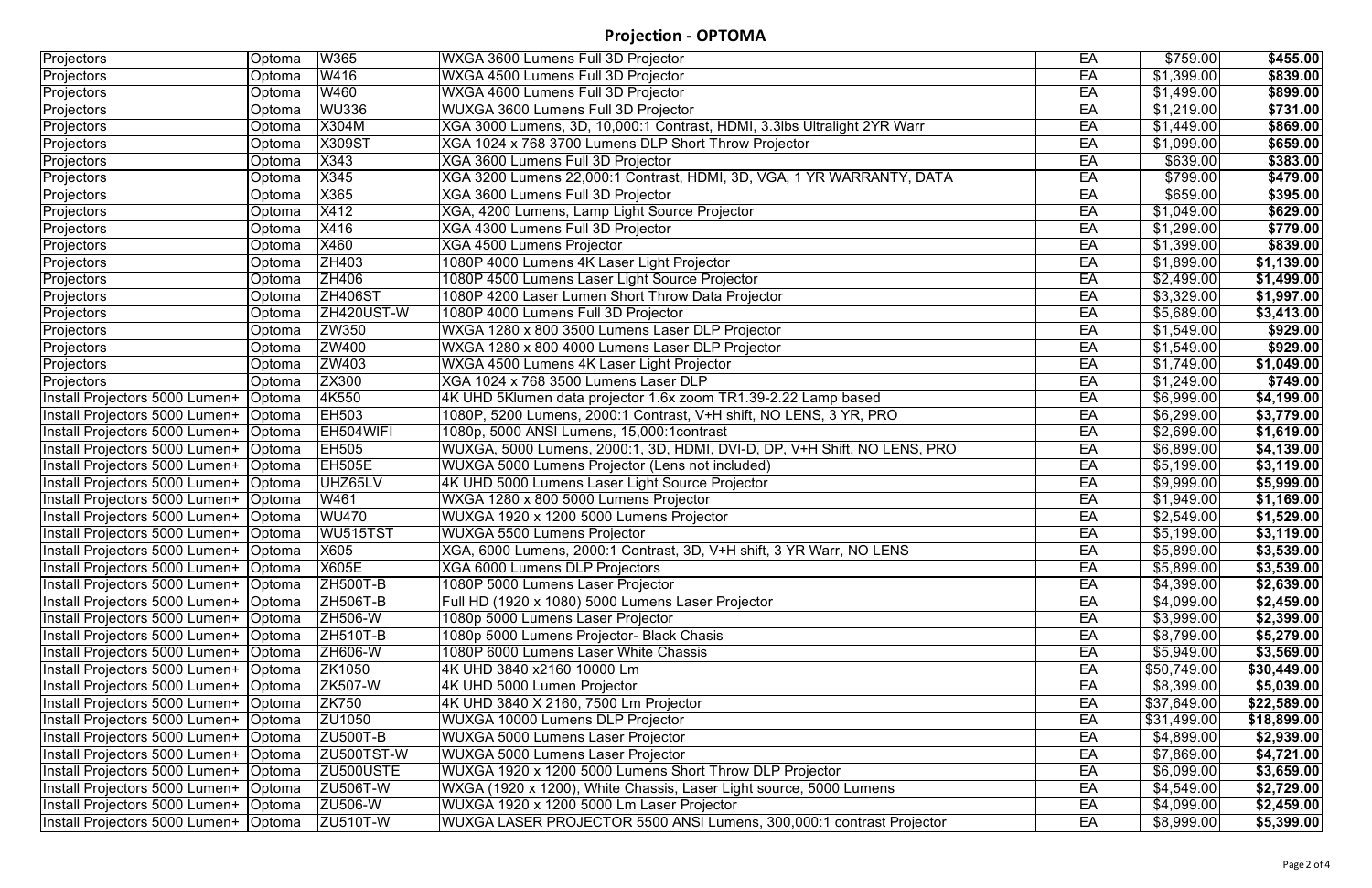# Projection - OPTOMA

| | | | | | | |
|---|---|---|---|---|---|---|
| Projectors | Optoma | W365 | WXGA 3600 Lumens Full 3D Projector | EA | $759.00 | **$455.00** |
| Projectors | Optoma | W416 | WXGA 4500 Lumens Full 3D Projector | EA | $1,399.00 | **$839.00** |
| Projectors | Optoma | W460 | WXGA 4600 Lumens Full 3D Projector | EA | $1,499.00 | **$899.00** |
| Projectors | Optoma | WU336 | WUXGA 3600 Lumens Full 3D Projector | EA | $1,219.00 | **$731.00** |
| Projectors | Optoma | X304M | XGA 3000 Lumens, 3D, 10,000:1 Contrast, HDMI, 3.3lbs Ultralight 2YR Warr | EA | $1,449.00 | **$869.00** |
| Projectors | Optoma | X309ST | XGA 1024 x 768 3700 Lumens DLP Short Throw Projector | EA | $1,099.00 | **$659.00** |
| Projectors | Optoma | X343 | XGA 3600 Lumens Full 3D Projector | EA | $639.00 | **$383.00** |
| Projectors | Optoma | X345 | XGA 3200 Lumens 22,000:1 Contrast, HDMI, 3D, VGA, 1 YR WARRANTY, DATA | EA | $799.00 | **$479.00** |
| Projectors | Optoma | X365 | XGA 3600 Lumens Full 3D Projector | EA | $659.00 | **$395.00** |
| Projectors | Optoma | X412 | XGA, 4200 Lumens, Lamp Light Source Projector | EA | $1,049.00 | **$629.00** |
| Projectors | Optoma | X416 | XGA 4300 Lumens Full 3D Projector | EA | $1,299.00 | **$779.00** |
| Projectors | Optoma | X460 | XGA 4500 Lumens Projector | EA | $1,399.00 | **$839.00** |
| Projectors | Optoma | ZH403 | 1080P 4000 Lumens 4K Laser Light Projector | EA | $1,899.00 | **$1,139.00** |
| Projectors | Optoma | ZH406 | 1080P 4500 Lumens Laser Light Source Projector | EA | $2,499.00 | **$1,499.00** |
| Projectors | Optoma | ZH406ST | 1080P 4200 Laser Lumen Short Throw Data Projector | EA | $3,329.00 | **$1,997.00** |
| Projectors | Optoma | ZH420UST-W | 1080P 4000 Lumens Full 3D Projector | EA | $5,689.00 | **$3,413.00** |
| Projectors | Optoma | ZW350 | WXGA 1280 x 800 3500 Lumens Laser DLP Projector | EA | $1,549.00 | **$929.00** |
| Projectors | Optoma | ZW400 | WXGA 1280 x 800 4000 Lumens Laser DLP Projector | EA | $1,549.00 | **$929.00** |
| Projectors | Optoma | ZW403 | WXGA 4500 Lumens 4K Laser Light Projector | EA | $1,749.00 | **$1,049.00** |
| Projectors | Optoma | ZX300 | XGA 1024 x 768 3500 Lumens Laser DLP | EA | $1,249.00 | **$749.00** |
| Install Projectors 5000 Lumen+ | Optoma | 4K550 | 4K UHD 5Klumen data projector 1.6x zoom TR1.39-2.22 Lamp based | EA | $6,999.00 | **$4,199.00** |
| Install Projectors 5000 Lumen+ | Optoma | EH503 | 1080P, 5200 Lumens, 2000:1 Contrast, V+H shift, NO LENS, 3 YR, PRO | EA | $6,299.00 | **$3,779.00** |
| Install Projectors 5000 Lumen+ | Optoma | EH504WIFI | 1080p, 5000 ANSI Lumens, 15,000:1contrast | EA | $2,699.00 | **$1,619.00** |
| Install Projectors 5000 Lumen+ | Optoma | EH505 | WUXGA, 5000 Lumens, 2000:1, 3D, HDMI, DVI-D, DP, V+H Shift, NO LENS, PRO | EA | $6,899.00 | **$4,139.00** |
| Install Projectors 5000 Lumen+ | Optoma | EH505E | WUXGA 5000 Lumens Projector (Lens not included) | EA | $5,199.00 | **$3,119.00** |
| Install Projectors 5000 Lumen+ | Optoma | UHZ65LV | 4K UHD 5000 Lumens Laser Light Source Projector | EA | $9,999.00 | **$5,999.00** |
| Install Projectors 5000 Lumen+ | Optoma | W461 | WXGA 1280 x 800 5000 Lumens Projector | EA | $1,949.00 | **$1,169.00** |
| Install Projectors 5000 Lumen+ | Optoma | WU470 | WUXGA 1920 x 1200 5000 Lumens Projector | EA | $2,549.00 | **$1,529.00** |
| Install Projectors 5000 Lumen+ | Optoma | WU515TST | WUXGA 5500 Lumens Projector | EA | $5,199.00 | **$3,119.00** |
| Install Projectors 5000 Lumen+ | Optoma | X605 | XGA, 6000 Lumens, 2000:1 Contrast, 3D, V+H shift, 3 YR Warr, NO LENS | EA | $5,899.00 | **$3,539.00** |
| Install Projectors 5000 Lumen+ | Optoma | X605E | XGA 6000 Lumens DLP Projectors | EA | $5,899.00 | **$3,539.00** |
| Install Projectors 5000 Lumen+ | Optoma | ZH500T-B | 1080P 5000 Lumens Laser Projector | EA | $4,399.00 | **$2,639.00** |
| Install Projectors 5000 Lumen+ | Optoma | ZH506T-B | Full HD (1920 x 1080) 5000 Lumens Laser Projector | EA | $4,099.00 | **$2,459.00** |
| Install Projectors 5000 Lumen+ | Optoma | ZH506-W | 1080p 5000 Lumens Laser Projector | EA | $3,999.00 | **$2,399.00** |
| Install Projectors 5000 Lumen+ | Optoma | ZH510T-B | 1080p 5000 Lumens Projector- Black Chasis | EA | $8,799.00 | **$5,279.00** |
| Install Projectors 5000 Lumen+ | Optoma | ZH606-W | 1080P 6000 Lumens Laser White Chassis | EA | $5,949.00 | **$3,569.00** |
| Install Projectors 5000 Lumen+ | Optoma | ZK1050 | 4K UHD 3840 x2160 10000 Lm | EA | $50,749.00 | **$30,449.00** |
| Install Projectors 5000 Lumen+ | Optoma | ZK507-W | 4K UHD 5000 Lumen Projector | EA | $8,399.00 | **$5,039.00** |
| Install Projectors 5000 Lumen+ | Optoma | ZK750 | 4K UHD 3840 X 2160, 7500 Lm Projector | EA | $37,649.00 | **$22,589.00** |
| Install Projectors 5000 Lumen+ | Optoma | ZU1050 | WUXGA 10000 Lumens DLP Projector | EA | $31,499.00 | **$18,899.00** |
| Install Projectors 5000 Lumen+ | Optoma | ZU500T-B | WUXGA 5000 Lumens Laser Projector | EA | $4,899.00 | **$2,939.00** |
| Install Projectors 5000 Lumen+ | Optoma | ZU500TST-W | WUXGA 5000 Lumens Laser Projector | EA | $7,869.00 | **$4,721.00** |
| Install Projectors 5000 Lumen+ | Optoma | ZU500USTE | WUXGA 1920 x 1200 5000 Lumens Short Throw DLP Projector | EA | $6,099.00 | **$3,659.00** |
| Install Projectors 5000 Lumen+ | Optoma | ZU506T-W | WXGA (1920 x 1200), White Chassis, Laser Light source, 5000 Lumens | EA | $4,549.00 | **$2,729.00** |
| Install Projectors 5000 Lumen+ | Optoma | ZU506-W | WUXGA 1920 x 1200 5000 Lm Laser Projector | EA | $4,099.00 | **$2,459.00** |
| Install Projectors 5000 Lumen+ | Optoma | ZU510T-W | WUXGA LASER PROJECTOR 5500 ANSI Lumens, 300,000:1 contrast Projector | EA | $8,999.00 | **$5,399.00** |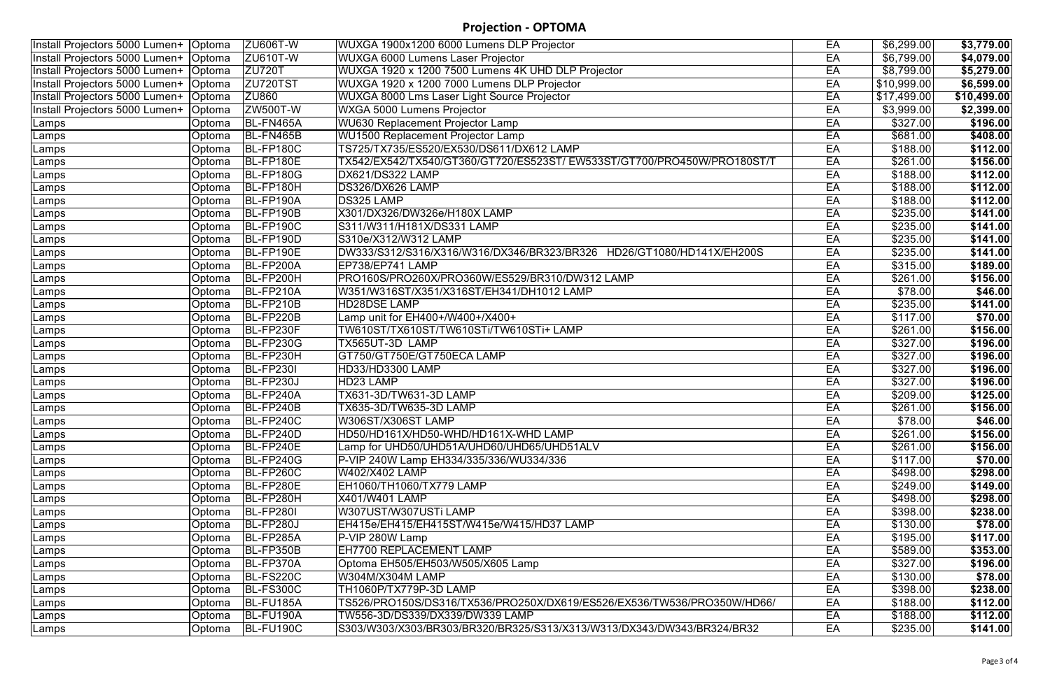# Projection - OPTOMA

| | | | | | | |
|---|---|---|---|---|---|---|
| Install Projectors 5000 Lumen+ | Optoma | ZU606T-W | WUXGA 1900x1200 6000 Lumens DLP Projector | EA | $6,299.00 | **$3,779.00** |
| Install Projectors 5000 Lumen+ | Optoma | ZU610T-W | WUXGA 6000 Lumens Laser Projector | EA | $6,799.00 | **$4,079.00** |
| Install Projectors 5000 Lumen+ | Optoma | ZU720T | WUXGA 1920 x 1200 7500 Lumens 4K UHD DLP Projector | EA | $8,799.00 | **$5,279.00** |
| Install Projectors 5000 Lumen+ | Optoma | ZU720TST | WUXGA 1920 x 1200 7000 Lumens DLP Projector | EA | $10,999.00 | **$6,599.00** |
| Install Projectors 5000 Lumen+ | Optoma | ZU860 | WUXGA 8000 Lms Laser Light Source Projector | EA | $17,499.00 | **$10,499.00** |
| Install Projectors 5000 Lumen+ | Optoma | ZW500T-W | WXGA 5000 Lumens Projector | EA | $3,999.00 | **$2,399.00** |
| Lamps | Optoma | BL-FN465A | WU630 Replacement Projector Lamp | EA | $327.00 | **$196.00** |
| Lamps | Optoma | BL-FN465B | WU1500 Replacement Projector Lamp | EA | $681.00 | **$408.00** |
| Lamps | Optoma | BL-FP180C | TS725/TX735/ES520/EX530/DS611/DX612 LAMP | EA | $188.00 | **$112.00** |
| Lamps | Optoma | BL-FP180E | TX542/EX542/TX540/GT360/GT720/ES523ST/ EW533ST/GT700/PRO450W/PRO180ST/T | EA | $261.00 | **$156.00** |
| Lamps | Optoma | BL-FP180G | DX621/DS322 LAMP | EA | $188.00 | **$112.00** |
| Lamps | Optoma | BL-FP180H | DS326/DX626 LAMP | EA | $188.00 | **$112.00** |
| Lamps | Optoma | BL-FP190A | DS325 LAMP | EA | $188.00 | **$112.00** |
| Lamps | Optoma | BL-FP190B | X301/DX326/DW326e/H180X LAMP | EA | $235.00 | **$141.00** |
| Lamps | Optoma | BL-FP190C | S311/W311/H181X/DS331 LAMP | EA | $235.00 | **$141.00** |
| Lamps | Optoma | BL-FP190D | S310e/X312/W312 LAMP | EA | $235.00 | **$141.00** |
| Lamps | Optoma | BL-FP190E | DW333/S312/S316/X316/W316/DX346/BR323/BR326 HD26/GT1080/HD141X/EH200S | EA | $235.00 | **$141.00** |
| Lamps | Optoma | BL-FP200A | EP738/EP741 LAMP | EA | $315.00 | **$189.00** |
| Lamps | Optoma | BL-FP200H | PRO160S/PRO260X/PRO360W/ES529/BR310/DW312 LAMP | EA | $261.00 | **$156.00** |
| Lamps | Optoma | BL-FP210A | W351/W316ST/X351/X316ST/EH341/DH1012 LAMP | EA | $78.00 | **$46.00** |
| Lamps | Optoma | BL-FP210B | HD28DSE LAMP | EA | $235.00 | **$141.00** |
| Lamps | Optoma | BL-FP220B | Lamp unit for EH400+/W400+/X400+ | EA | $117.00 | **$70.00** |
| Lamps | Optoma | BL-FP230F | TW610ST/TX610ST/TW610STi/TW610STi+ LAMP | EA | $261.00 | **$156.00** |
| Lamps | Optoma | BL-FP230G | TX565UT-3D LAMP | EA | $327.00 | **$196.00** |
| Lamps | Optoma | BL-FP230H | GT750/GT750E/GT750ECA LAMP | EA | $327.00 | **$196.00** |
| Lamps | Optoma | BL-FP230I | HD33/HD3300 LAMP | EA | $327.00 | **$196.00** |
| Lamps | Optoma | BL-FP230J | HD23 LAMP | EA | $327.00 | **$196.00** |
| Lamps | Optoma | BL-FP240A | TX631-3D/TW631-3D LAMP | EA | $209.00 | **$125.00** |
| Lamps | Optoma | BL-FP240B | TX635-3D/TW635-3D LAMP | EA | $261.00 | **$156.00** |
| Lamps | Optoma | BL-FP240C | W306ST/X306ST LAMP | EA | $78.00 | **$46.00** |
| Lamps | Optoma | BL-FP240D | HD50/HD161X/HD50-WHD/HD161X-WHD LAMP | EA | $261.00 | **$156.00** |
| Lamps | Optoma | BL-FP240E | Lamp for UHD50/UHD51A/UHD60/UHD65/UHD51ALV | EA | $261.00 | **$156.00** |
| Lamps | Optoma | BL-FP240G | P-VIP 240W Lamp EH334/335/336/WU334/336 | EA | $117.00 | **$70.00** |
| Lamps | Optoma | BL-FP260C | W402/X402 LAMP | EA | $498.00 | **$298.00** |
| Lamps | Optoma | BL-FP280E | EH1060/TH1060/TX779 LAMP | EA | $249.00 | **$149.00** |
| Lamps | Optoma | BL-FP280H | X401/W401 LAMP | EA | $498.00 | **$298.00** |
| Lamps | Optoma | BL-FP280I | W307UST/W307USTi LAMP | EA | $398.00 | **$238.00** |
| Lamps | Optoma | BL-FP280J | EH415e/EH415/EH415ST/W415e/W415/HD37 LAMP | EA | $130.00 | **$78.00** |
| Lamps | Optoma | BL-FP285A | P-VIP 280W Lamp | EA | $195.00 | **$117.00** |
| Lamps | Optoma | BL-FP350B | EH7700 REPLACEMENT LAMP | EA | $589.00 | **$353.00** |
| Lamps | Optoma | BL-FP370A | Optoma EH505/EH503/W505/X605 Lamp | EA | $327.00 | **$196.00** |
| Lamps | Optoma | BL-FS220C | W304M/X304M LAMP | EA | $130.00 | **$78.00** |
| Lamps | Optoma | BL-FS300C | TH1060P/TX779P-3D LAMP | EA | $398.00 | **$238.00** |
| Lamps | Optoma | BL-FU185A | TS526/PRO150S/DS316/TX536/PRO250X/DX619/ES526/EX536/TW536/PRO350W/HD66/ | EA | $188.00 | **$112.00** |
| Lamps | Optoma | BL-FU190A | TW556-3D/DS339/DX339/DW339 LAMP | EA | $188.00 | **$112.00** |
| Lamps | Optoma | BL-FU190C | S303/W303/X303/BR303/BR320/BR325/S313/X313/W313/DX343/DW343/BR324/BR32 | EA | $235.00 | **$141.00** |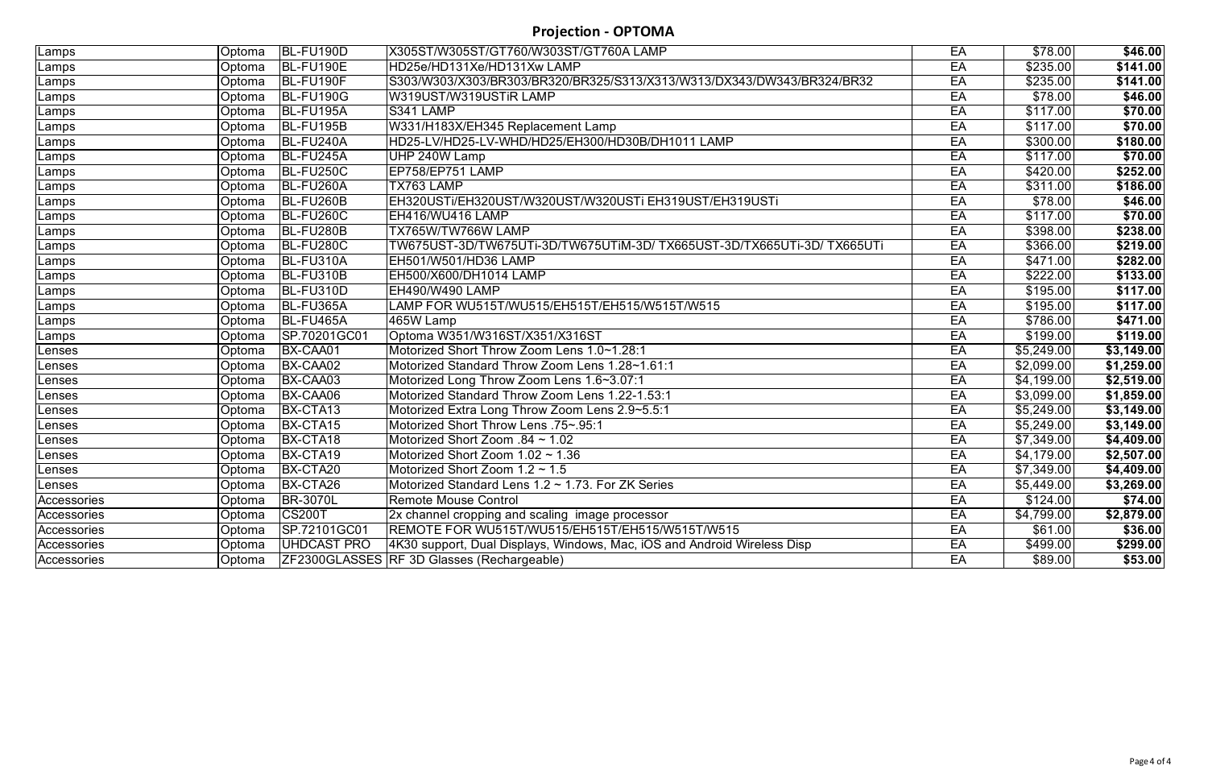## Projection - OPTOMA

| | | | | | | |
|---|---|---|---|---|---|---|
| Lamps | Optoma | BL-FU190D | X305ST/W305ST/GT760/W303ST/GT760A LAMP | EA | $78.00 | **$46.00** |
| Lamps | Optoma | BL-FU190E | HD25e/HD131Xe/HD131Xw LAMP | EA | $235.00 | **$141.00** |
| Lamps | Optoma | BL-FU190F | S303/W303/X303/BR303/BR320/BR325/S313/X313/W313/DX343/DW343/BR324/BR32 | EA | $235.00 | **$141.00** |
| Lamps | Optoma | BL-FU190G | W319UST/W319USTiR LAMP | EA | $78.00 | **$46.00** |
| Lamps | Optoma | BL-FU195A | S341 LAMP | EA | $117.00 | **$70.00** |
| Lamps | Optoma | BL-FU195B | W331/H183X/EH345 Replacement Lamp | EA | $117.00 | **$70.00** |
| Lamps | Optoma | BL-FU240A | HD25-LV/HD25-LV-WHD/HD25/EH300/HD30B/DH1011 LAMP | EA | $300.00 | **$180.00** |
| Lamps | Optoma | BL-FU245A | UHP 240W Lamp | EA | $117.00 | **$70.00** |
| Lamps | Optoma | BL-FU250C | EP758/EP751 LAMP | EA | $420.00 | **$252.00** |
| Lamps | Optoma | BL-FU260A | TX763 LAMP | EA | $311.00 | **$186.00** |
| Lamps | Optoma | BL-FU260B | EH320USTi/EH320UST/W320UST/W320USTi EH319UST/EH319USTi | EA | $78.00 | **$46.00** |
| Lamps | Optoma | BL-FU260C | EH416/WU416 LAMP | EA | $117.00 | **$70.00** |
| Lamps | Optoma | BL-FU280B | TX765W/TW766W LAMP | EA | $398.00 | **$238.00** |
| Lamps | Optoma | BL-FU280C | TW675UST-3D/TW675UTi-3D/TW675UTiM-3D/ TX665UST-3D/TX665UTi-3D/ TX665UTi | EA | $366.00 | **$219.00** |
| Lamps | Optoma | BL-FU310A | EH501/W501/HD36 LAMP | EA | $471.00 | **$282.00** |
| Lamps | Optoma | BL-FU310B | EH500/X600/DH1014 LAMP | EA | $222.00 | **$133.00** |
| Lamps | Optoma | BL-FU310D | EH490/W490 LAMP | EA | $195.00 | **$117.00** |
| Lamps | Optoma | BL-FU365A | LAMP FOR WU515T/WU515/EH515T/EH515/W515T/W515 | EA | $195.00 | **$117.00** |
| Lamps | Optoma | BL-FU465A | 465W Lamp | EA | $786.00 | **$471.00** |
| Lamps | Optoma | SP.70201GC01 | Optoma W351/W316ST/X351/X316ST | EA | $199.00 | **$119.00** |
| Lenses | Optoma | BX-CAA01 | Motorized Short Throw Zoom Lens 1.0~1.28:1 | EA | $5,249.00 | **$3,149.00** |
| Lenses | Optoma | BX-CAA02 | Motorized Standard Throw Zoom Lens 1.28~1.61:1 | EA | $2,099.00 | **$1,259.00** |
| Lenses | Optoma | BX-CAA03 | Motorized Long Throw Zoom Lens 1.6~3.07:1 | EA | $4,199.00 | **$2,519.00** |
| Lenses | Optoma | BX-CAA06 | Motorized Standard Throw Zoom Lens 1.22-1.53:1 | EA | $3,099.00 | **$1,859.00** |
| Lenses | Optoma | BX-CTA13 | Motorized Extra Long Throw Zoom Lens 2.9~5.5:1 | EA | $5,249.00 | **$3,149.00** |
| Lenses | Optoma | BX-CTA15 | Motorized Short Throw Lens .75~.95:1 | EA | $5,249.00 | **$3,149.00** |
| Lenses | Optoma | BX-CTA18 | Motorized Short Zoom .84 ~ 1.02 | EA | $7,349.00 | **$4,409.00** |
| Lenses | Optoma | BX-CTA19 | Motorized Short Zoom 1.02 ~ 1.36 | EA | $4,179.00 | **$2,507.00** |
| Lenses | Optoma | BX-CTA20 | Motorized Short Zoom 1.2 ~ 1.5 | EA | $7,349.00 | **$4,409.00** |
| Lenses | Optoma | BX-CTA26 | Motorized Standard Lens 1.2 ~ 1.73. For ZK Series | EA | $5,449.00 | **$3,269.00** |
| Accessories | Optoma | BR-3070L | Remote Mouse Control | EA | $124.00 | **$74.00** |
| Accessories | Optoma | CS200T | 2x channel cropping and scaling image processor | EA | $4,799.00 | **$2,879.00** |
| Accessories | Optoma | SP.72101GC01 | REMOTE FOR WU515T/WU515/EH515T/EH515/W515T/W515 | EA | $61.00 | **$36.00** |
| Accessories | Optoma | UHDCAST PRO | 4K30 support, Dual Displays, Windows, Mac, iOS and Android Wireless Disp | EA | $499.00 | **$299.00** |
| Accessories | Optoma | ZF2300GLASSES | RF 3D Glasses (Rechargeable) | EA | $89.00 | **$53.00** |